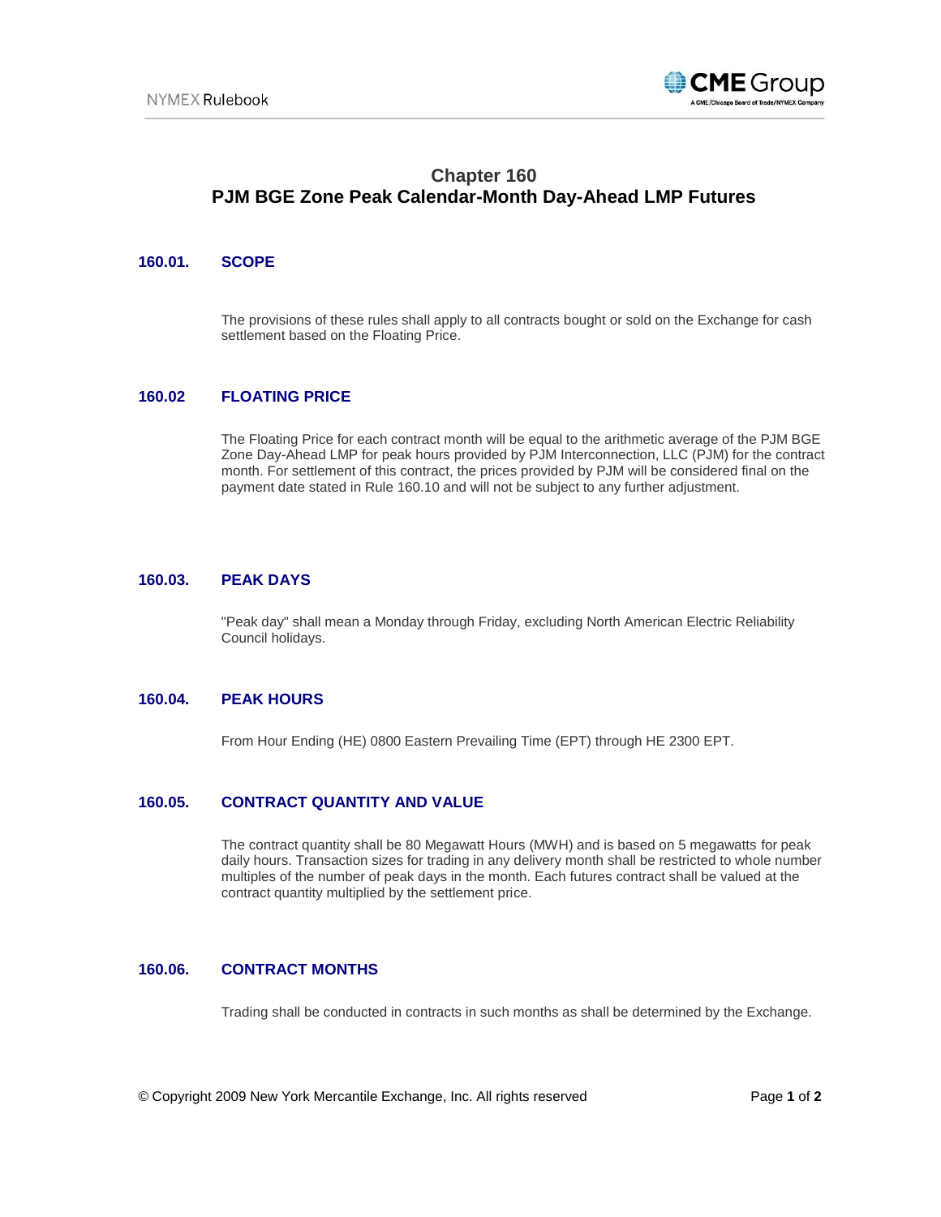# Chapter 160
# PJM BGE Zone Peak Calendar-Month Day-Ahead LMP Futures

## 160.01. SCOPE

The provisions of these rules shall apply to all contracts bought or sold on the Exchange for cash settlement based on the Floating Price.

## 160.02 FLOATING PRICE

The Floating Price for each contract month will be equal to the arithmetic average of the PJM BGE Zone Day-Ahead LMP for peak hours provided by PJM Interconnection, LLC (PJM) for the contract month. For settlement of this contract, the prices provided by PJM will be considered final on the payment date stated in Rule 160.10 and will not be subject to any further adjustment.

## 160.03. PEAK DAYS

"Peak day" shall mean a Monday through Friday, excluding North American Electric Reliability Council holidays.

## 160.04. PEAK HOURS

From Hour Ending (HE) 0800 Eastern Prevailing Time (EPT) through HE 2300 EPT.

## 160.05. CONTRACT QUANTITY AND VALUE

The contract quantity shall be 80 Megawatt Hours (MWH) and is based on 5 megawatts for peak daily hours. Transaction sizes for trading in any delivery month shall be restricted to whole number multiples of the number of peak days in the month. Each futures contract shall be valued at the contract quantity multiplied by the settlement price.

## 160.06. CONTRACT MONTHS

Trading shall be conducted in contracts in such months as shall be determined by the Exchange.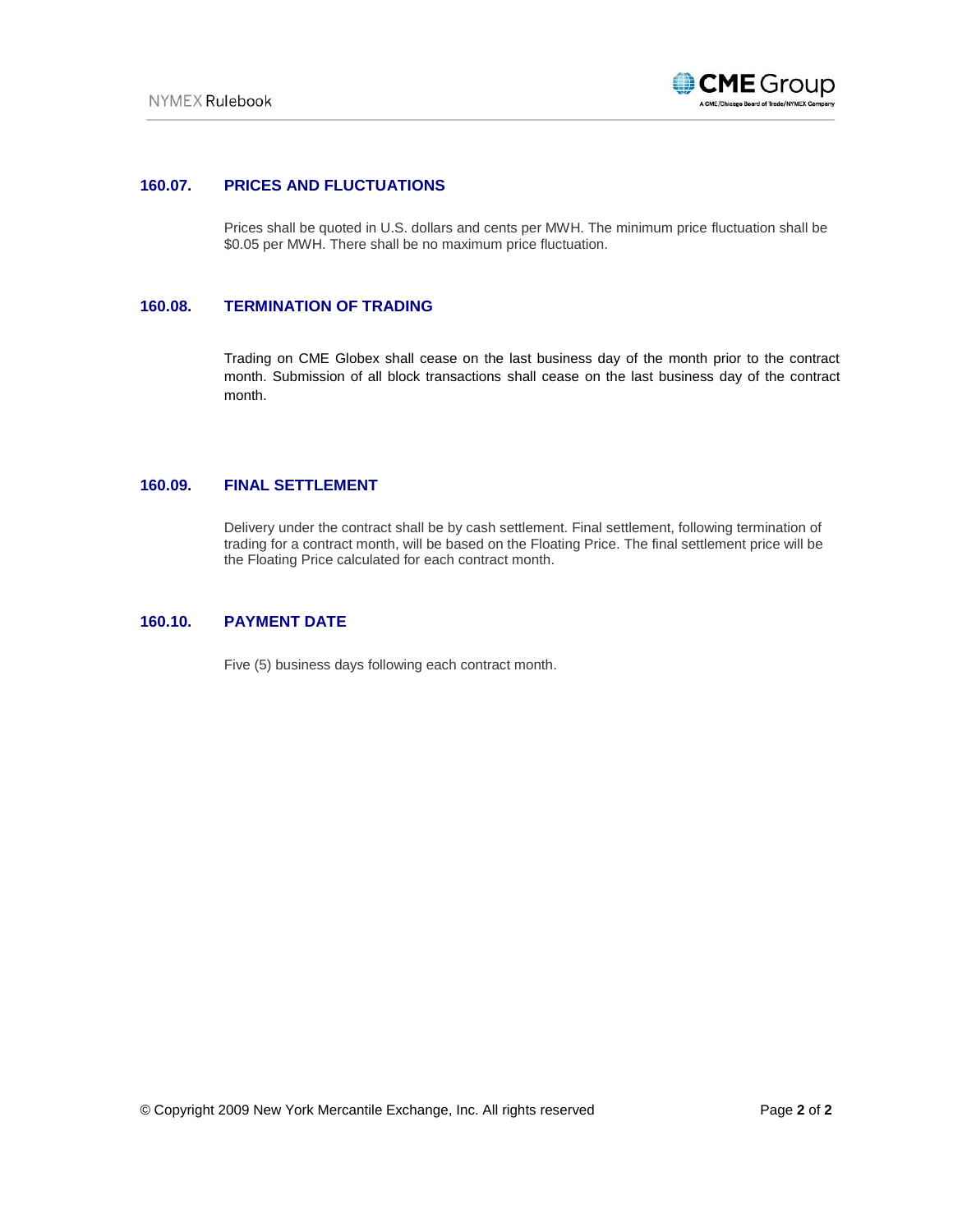### 160.07. PRICES AND FLUCTUATIONS

Prices shall be quoted in U.S. dollars and cents per MWH. The minimum price fluctuation shall be $0.05 per MWH. There shall be no maximum price fluctuation.

### 160.08. TERMINATION OF TRADING

Trading on CME Globex shall cease on the last business day of the month prior to the contract month. Submission of all block transactions shall cease on the last business day of the contract month.

### 160.09. FINAL SETTLEMENT

Delivery under the contract shall be by cash settlement. Final settlement, following termination of trading for a contract month, will be based on the Floating Price. The final settlement price will be the Floating Price calculated for each contract month.

### 160.10. PAYMENT DATE

Five (5) business days following each contract month.